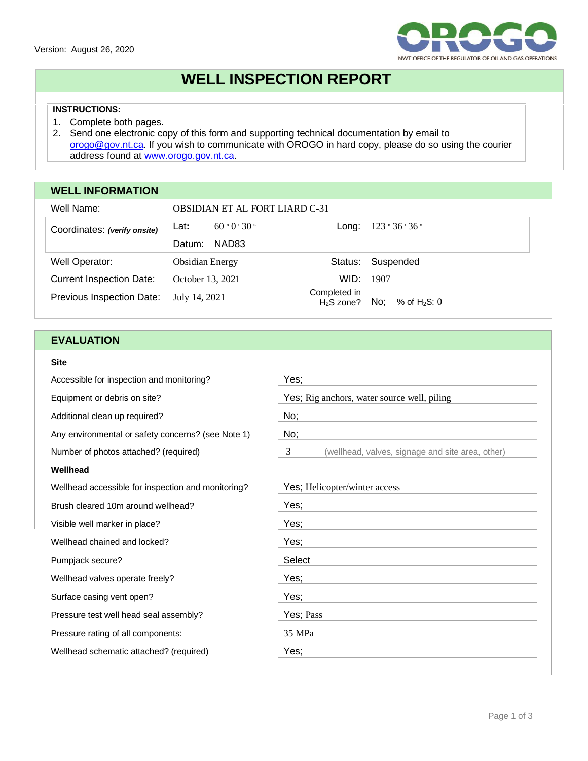Version: August 26, 2020

OROGO

NWT OFFICE OF THE REGULATOR OF OIL AND GAS OPERATIONS

# WELL INSPECTION REPORT

**INSTRUCTIONS:**

1. Complete both pages.
2. Send one electronic copy of this form and supporting technical documentation by email to orogo@gov.nt.ca. If you wish to communicate with OROGO in hard copy, please do so using the courier address found at www.orogo.gov.nt.ca.

## WELL INFORMATION

| | | | |
|---|---|---|---|
| Well Name: | OBSIDIAN ET AL FORT LIARD C-31 | | |
| Coordinates: ***(verify onsite)*** | **Lat:** 60 ° 0 ' 30 " | Long: | 123 ° 36 ' 36 " |
| | Datum: NAD83 | | |
| Well Operator: | Obsidian Energy | Status: | Suspended |
| Current Inspection Date: | October 13, 2021 | WID: | 1907 |
| Previous Inspection Date: | July 14, 2021 | Completed in $H_2S$ zone? | No; % of $H_2S$: 0 |

## EVALUATION

**Site**

| | |
|---|---|
| Accessible for inspection and monitoring? | Yes; |
| Equipment or debris on site? | Yes; Rig anchors, water source well, piling |
| Additional clean up required? | No; |
| Any environmental or safety concerns? (see Note 1) | No; |
| Number of photos attached? (required) | 3 (wellhead, valves, signage and site area, other) |

**Wellhead**

| | |
|---|---|
| Wellhead accessible for inspection and monitoring? | Yes; Helicopter/winter access |
| Brush cleared 10m around wellhead? | Yes; |
| Visible well marker in place? | Yes; |
| Wellhead chained and locked? | Yes; |
| Pumpjack secure? | Select |
| Wellhead valves operate freely? | Yes; |
| Surface casing vent open? | Yes; |
| Pressure test well head seal assembly? | Yes; Pass |
| Pressure rating of all components: | 35 MPa |
| Wellhead schematic attached? (required) | Yes; |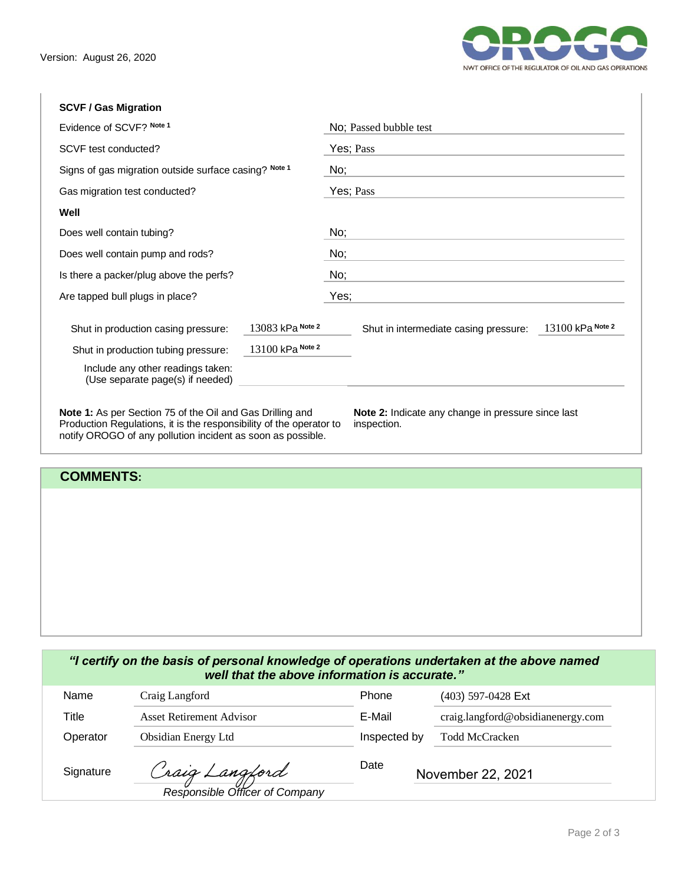Version: August 26, 2020

NWT OFFICE OF THE REGULATOR OF OIL AND GAS OPERATIONS

### SCVF / Gas Migration

| | |
|---|---|
| Evidence of SCVF? Note 1 | No; Passed bubble test |
| SCVF test conducted? | Yes; Pass |
| Signs of gas migration outside surface casing? Note 1 | No; |
| Gas migration test conducted? | Yes; Pass |

### Well

| | |
|---|---|
| Does well contain tubing? | No; |
| Does well contain pump and rods? | No; |
| Is there a packer/plug above the perfs? | No; |
| Are tapped bull plugs in place? | Yes; |

| | | | |
|---|---|---|---|
| Shut in production casing pressure: | 13083 kPa Note 2 | Shut in intermediate casing pressure: | 13100 kPa Note 2 |
| Shut in production tubing pressure: | 13100 kPa Note 2 | | |
| Include any other readings taken: (Use separate page(s) if needed) | | | |

**Note 1:** As per Section 75 of the Oil and Gas Drilling and Production Regulations, it is the responsibility of the operator to notify OROGO of any pollution incident as soon as possible.

**Note 2:** Indicate any change in pressure since last inspection.

## COMMENTS:

***"I certify on the basis of personal knowledge of operations undertaken at the above named well that the above information is accurate."***

| | | | |
|---|---|---|---|
| Name | Craig Langford | Phone | (403) 597-0428 Ext |
| Title | Asset Retirement Advisor | E-Mail | craig.langford@obsidianenergy.com |
| Operator | Obsidian Energy Ltd | Inspected by | Todd McCracken |
| Signature | Craig Langford *Responsible Officer of Company* | Date | November 22, 2021 |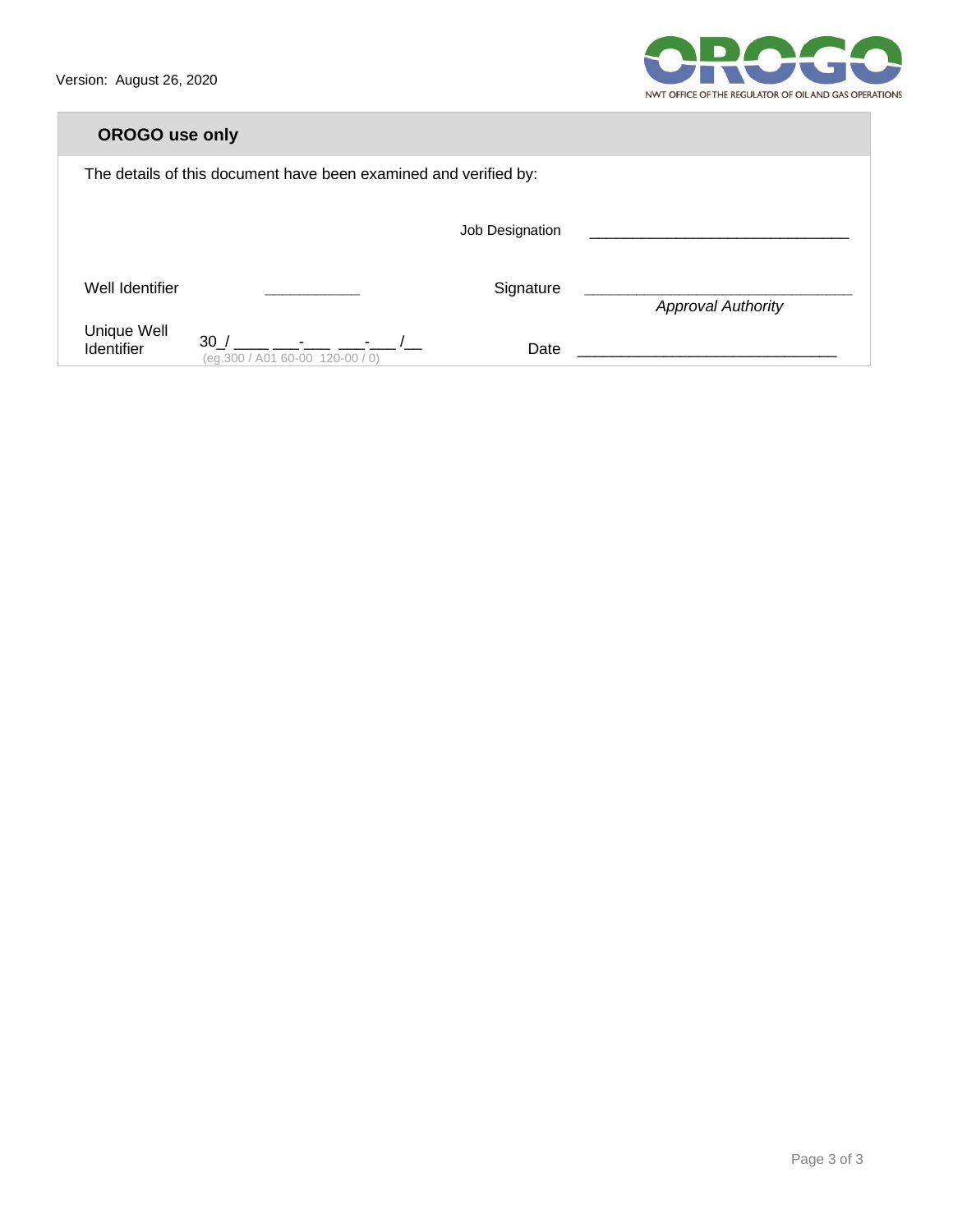Version: August 26, 2020

NWT OFFICE OF THE REGULATOR OF OIL AND GAS OPERATIONS

## OROGO use only

The details of this document have been examined and verified by:

| | | | |
|---|---|---|---|
| | | Job Designation | _______________________________ |
| Well Identifier | ___________ | Signature | _______________________________ *Approval Authority* |
| Unique Well Identifier | 30_/ ____ ___-___ ___-___ /__ (eg.300 / A01 60-00 120-00 / 0) | Date | _______________________________ |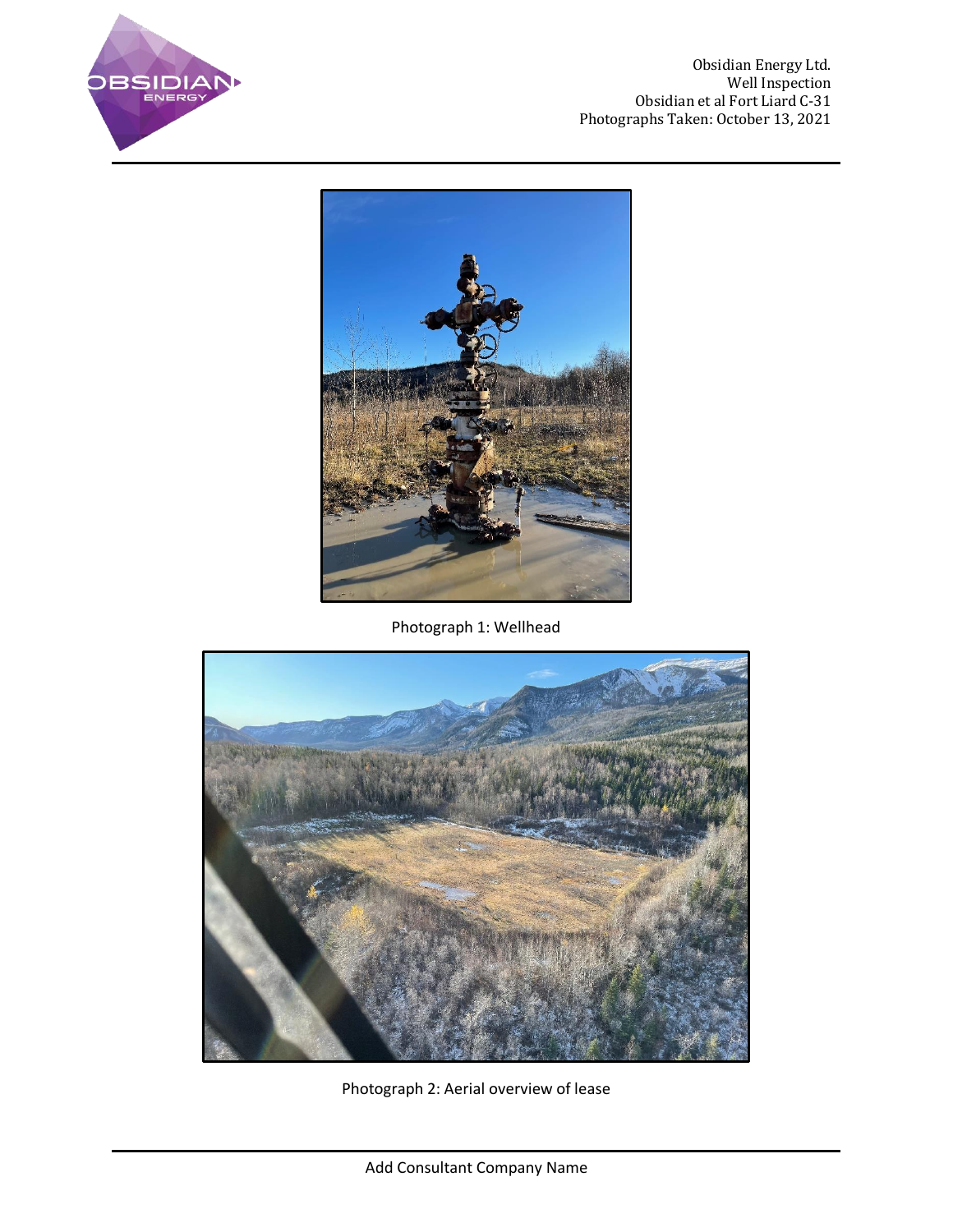Photograph 1: Wellhead

Photograph 2: Aerial overview of lease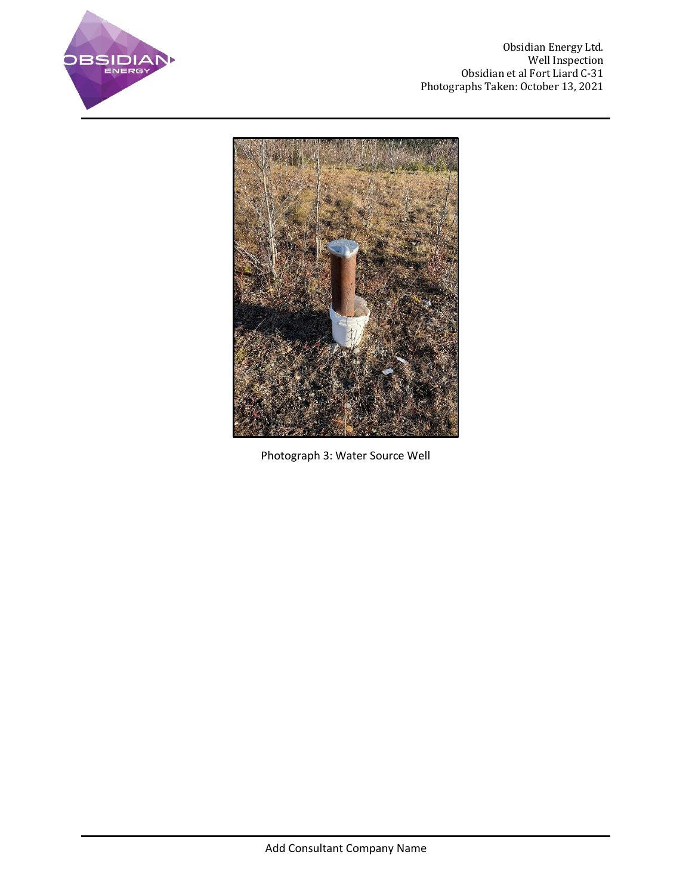Photograph 3: Water Source Well